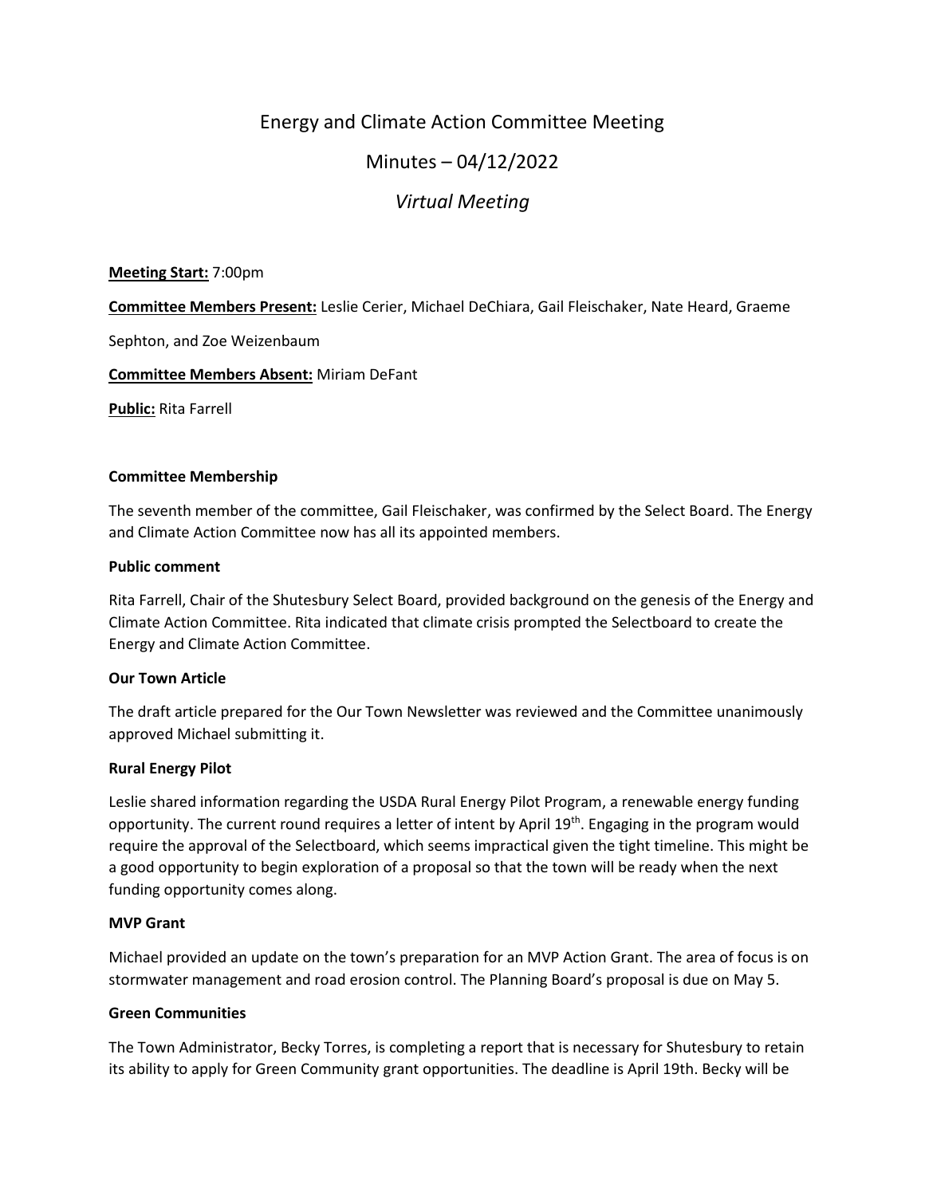# Energy and Climate Action Committee Meeting

## Minutes – 04/12/2022

### *Virtual Meeting*

**Meeting Start:** 7:00pm

**Committee Members Present:** Leslie Cerier, Michael DeChiara, Gail Fleischaker, Nate Heard, Graeme Sephton, and Zoe Weizenbaum

**Committee Members Absent:** Miriam DeFant

**Public:** Rita Farrell

**Committee Membership**

The seventh member of the committee, Gail Fleischaker, was confirmed by the Select Board. The Energy and Climate Action Committee now has all its appointed members.

**Public comment**

Rita Farrell, Chair of the Shutesbury Select Board, provided background on the genesis of the Energy and Climate Action Committee. Rita indicated that climate crisis prompted the Selectboard to create the Energy and Climate Action Committee.

**Our Town Article**

The draft article prepared for the Our Town Newsletter was reviewed and the Committee unanimously approved Michael submitting it.

**Rural Energy Pilot**

Leslie shared information regarding the USDA Rural Energy Pilot Program, a renewable energy funding opportunity. The current round requires a letter of intent by April 19th. Engaging in the program would require the approval of the Selectboard, which seems impractical given the tight timeline. This might be a good opportunity to begin exploration of a proposal so that the town will be ready when the next funding opportunity comes along.

**MVP Grant**

Michael provided an update on the town's preparation for an MVP Action Grant. The area of focus is on stormwater management and road erosion control. The Planning Board's proposal is due on May 5.

**Green Communities**

The Town Administrator, Becky Torres, is completing a report that is necessary for Shutesbury to retain its ability to apply for Green Community grant opportunities. The deadline is April 19th. Becky will be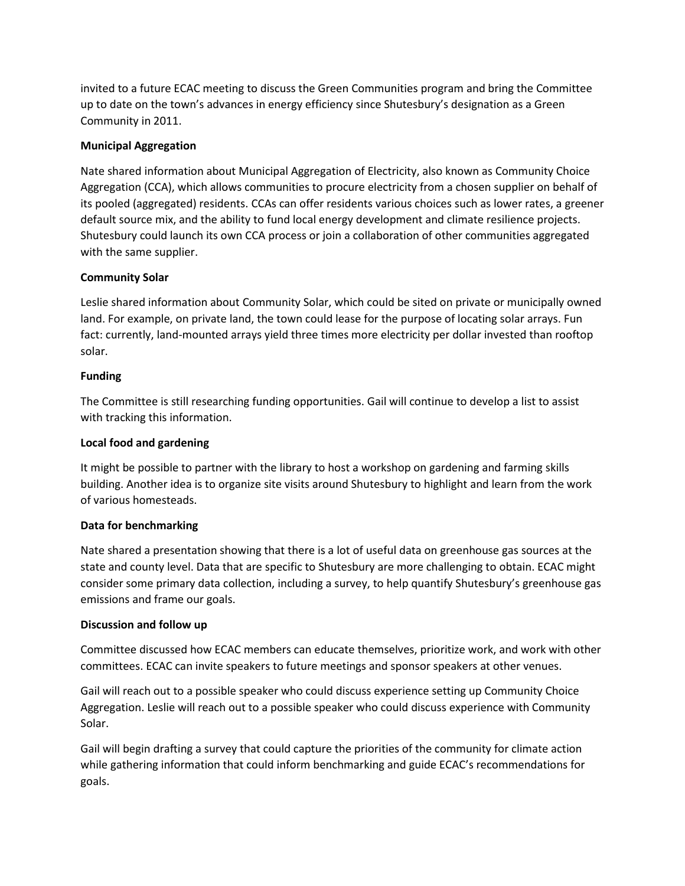invited to a future ECAC meeting to discuss the Green Communities program and bring the Committee up to date on the town's advances in energy efficiency since Shutesbury's designation as a Green Community in 2011.

**Municipal Aggregation**

Nate shared information about Municipal Aggregation of Electricity, also known as Community Choice Aggregation (CCA), which allows communities to procure electricity from a chosen supplier on behalf of its pooled (aggregated) residents. CCAs can offer residents various choices such as lower rates, a greener default source mix, and the ability to fund local energy development and climate resilience projects. Shutesbury could launch its own CCA process or join a collaboration of other communities aggregated with the same supplier.

**Community Solar**

Leslie shared information about Community Solar, which could be sited on private or municipally owned land. For example, on private land, the town could lease for the purpose of locating solar arrays. Fun fact: currently, land-mounted arrays yield three times more electricity per dollar invested than rooftop solar.

**Funding**

The Committee is still researching funding opportunities. Gail will continue to develop a list to assist with tracking this information.

**Local food and gardening**

It might be possible to partner with the library to host a workshop on gardening and farming skills building. Another idea is to organize site visits around Shutesbury to highlight and learn from the work of various homesteads.

**Data for benchmarking**

Nate shared a presentation showing that there is a lot of useful data on greenhouse gas sources at the state and county level. Data that are specific to Shutesbury are more challenging to obtain. ECAC might consider some primary data collection, including a survey, to help quantify Shutesbury's greenhouse gas emissions and frame our goals.

**Discussion and follow up**

Committee discussed how ECAC members can educate themselves, prioritize work, and work with other committees. ECAC can invite speakers to future meetings and sponsor speakers at other venues.

Gail will reach out to a possible speaker who could discuss experience setting up Community Choice Aggregation. Leslie will reach out to a possible speaker who could discuss experience with Community Solar.

Gail will begin drafting a survey that could capture the priorities of the community for climate action while gathering information that could inform benchmarking and guide ECAC's recommendations for goals.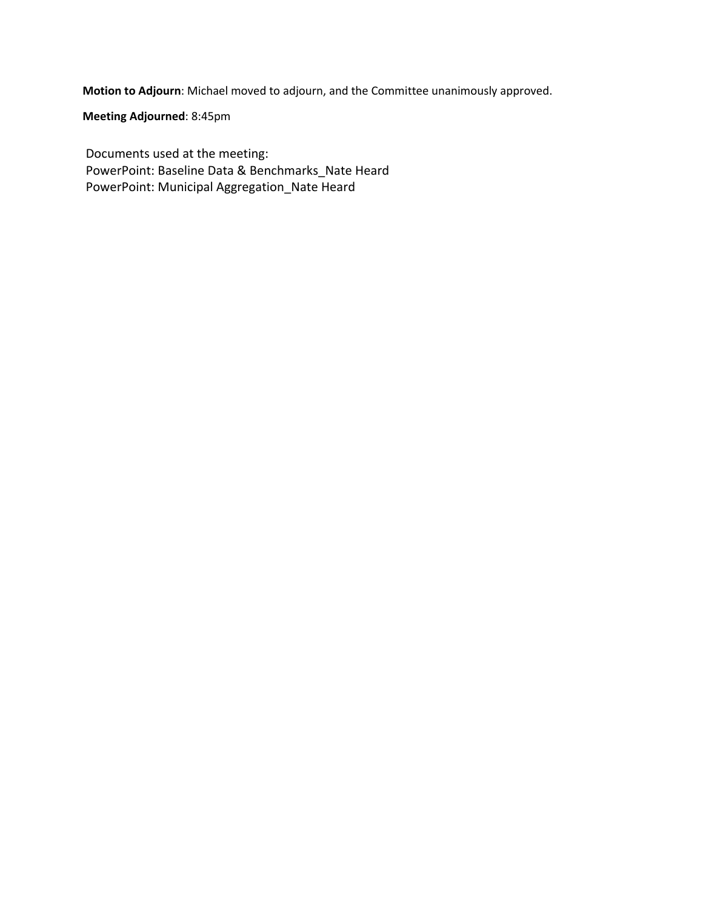**Motion to Adjourn**: Michael moved to adjourn, and the Committee unanimously approved.

**Meeting Adjourned**: 8:45pm

Documents used at the meeting:
PowerPoint: Baseline Data & Benchmarks_Nate Heard
PowerPoint: Municipal Aggregation_Nate Heard